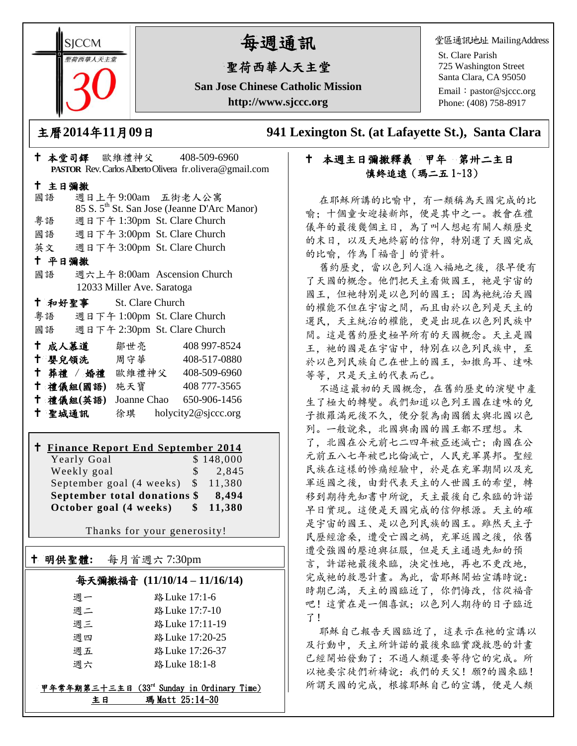SJCCM 聖荷西華人天主堂 30

# 每週通訊

## 聖荷西華人天主堂

**San Jose Chinese Catholic Mission**

**http://www.sjccc.org**

堂區通訊地址 MailingAddress

St. Clare Parish
725 Washington Street
Santa Clara, CA 95050
Email：pastor@sjccc.org
Phone: (408) 758-8917

**主曆2014年11月09日** **941 Lexington St. (at Lafayette St.), Santa Clara**

✝ **本堂司鐸** 歐維禮神父 408-509-6960
**PASTOR** Rev. Carlos Alberto Olivera fr.olivera@gmail.com

✝ **主日彌撒**

國語 週日上午 9:00am 五街老人公寓
85 S. 5th St. San Jose (Jeanne D'Arc Manor)

粵語 週日下午 1:30pm St. Clare Church

國語 週日下午 3:00pm St. Clare Church

英文 週日下午 3:00pm St. Clare Church

✝ **平日彌撒**

國語 週六上午 8:00am Ascension Church
12033 Miller Ave. Saratoga

✝ **和好聖事** St. Clare Church

粵語 週日下午 1:00pm St. Clare Church

國語 週日下午 2:30pm St. Clare Church

| | | |
|---|---|---|
| ✝ **成人慕道** | 鄒世亮 | 408 997-8524 |
| ✝ **嬰兒領洗** | 周守華 | 408-517-0880 |
| ✝ **葬禮 / 婚禮** | 歐維禮神父 | 408-509-6960 |
| ✝ **禮儀組(國語)** | 施天寶 | 408 777-3565 |
| ✝ **禮儀組(英語)** | Joanne Chao | 650-906-1456 |
| ✝ **聖城通訊** | 徐琪 | holycity2@sjccc.org |

✝ **Finance Report End September 2014**

| | |
|---|---|
| Yearly Goal | $ 148,000 |
| Weekly goal | $ 2,845 |
| September goal (4 weeks) | $ 11,380 |
| **September total donations** | **$ 8,494** |
| **October goal (4 weeks)** | **$ 11,380** |

Thanks for your generosity!

✝ **明供聖體:** 每月首週六 7:30pm

**每天彌撒福音 (11/10/14 – 11/16/14)**

| | |
|---|---|
| 週一 | 路Luke 17:1-6 |
| 週二 | 路Luke 17:7-10 |
| 週三 | 路Luke 17:11-19 |
| 週四 | 路Luke 17:20-25 |
| 週五 | 路Luke 17:26-37 |
| 週六 | 路Luke 18:1-8 |

甲年常年期第三十三主日 (33rd Sunday in Ordinary Time)
主日 瑪Matt 25:14-30

✝ **本週主日彌撒釋義 甲年 第卅二主日**
**慎終追遠（瑪二五 1~13）**

在耶穌所講的比喻中，有一類稱為天國完成的比喻；十個童女迎接新郎，便是其中之一。教會在禮儀年的最後幾個主日，為了叫人想起有關人類歷史的末日，以及天地終窮的信仰，特別選了天國完成的比喻，作為「福音」的資料。

舊約歷史，當以色列人進入福地之後，很早便有了天國的概念。他們把天主看做國王，祂是宇宙的國王，但祂特別是以色列的國王；因為祂統治天國的權能不但在宇宙之間，而且由於以色列是天主的選民，天主統治的權能，更是出現在以色列民族中間。這是舊約歷史極早所有的天國概念。天主是國王，祂的國是在宇宙中，特別在以色列民族中，至於以色列民族自己在世上的國王，如撒烏耳、達味等等，只是天主的代表而已。

不過這最初的天國概念，在舊約歷史的演變中產生了極大的轉變。我們知道以色列王國在達味的兒子撒羅滿死後不久，便分裂為南國猶太與北國以色列。一般說來，北國與南國的國王都不理想。末了，北國在公元前七二四年被亞述滅亡；南國在公元前五八七年被巴比倫滅亡，人民充軍異邦。聖經民族在這樣的慘痛經驗中，於是在充軍期間以及充軍返國之後，由對代表天主的人世國王的希望，轉移到期待先知書中所說，天主最後自己來臨的許諾早日實現。這便是天國完成的信仰根源。天主的確是宇宙的國王、是以色列民族的國王。雖然天主子民歷經滄桑，遭受亡國之禍，充軍返國之後，依舊遭受強國的壓迫與征服，但是天主通過先知的預言，許諾祂最後來臨，決定性地，再也不更改地，完成祂的救恩計畫。為此，當耶穌開始宣講時說：時期已滿，天主的國臨近了，你們悔改，信從福音吧！這實在是一個喜訊；以色列人期待的日子臨近了！

耶穌自己報告天國臨近了，這表示在祂的宣講以及行動中，天主所許諾的最後來臨實踐救恩的計畫已經開始發動了；不過人類還要等待它的完成。所以祂要宗徒們祈禱說：我們的天父！願?的國來臨！所謂天國的完成，根據耶穌自己的宣講，便是人類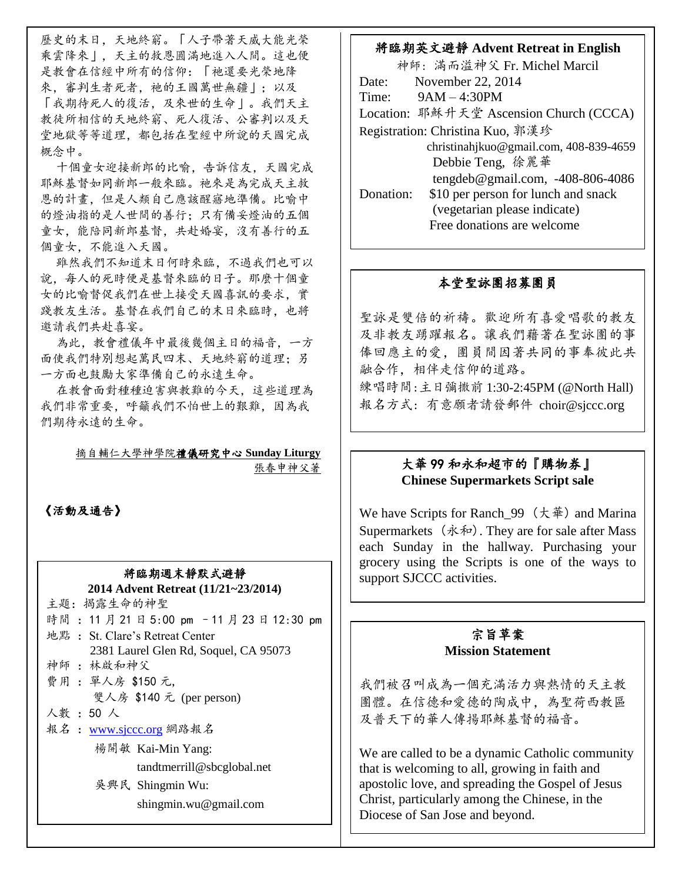歷史的末日，天地終窮。「人子帶著天威大能光榮乘雲降來」，天主的救恩圓滿地進入人間。這也便是教會在信經中所有的信仰：「祂還要光榮地降來，審判生者死者，祂的王國萬世無疆」；以及「我期待死人的復活，及來世的生命」。我們天主教徒所相信的天地終窮、死人復活、公審判以及天堂地獄等等道理，都包括在聖經中所說的天國完成概念中。

十個童女迎接新郎的比喻，告訴信友，天國完成耶穌基督如同新郎一般來臨。祂來是為完成天主救恩的計畫，但是人類自己應該醒寤地準備。比喻中的燈油指的是人世間的善行；只有備妥燈油的五個童女，能陪同新郎基督，共赴婚宴，沒有善行的五個童女，不能進入天國。

雖然我們不知道末日何時來臨，不過我們也可以說，每人的死時便是基督來臨的日子。那麼十個童女的比喻督促我們在世上接受天國喜訊的要求，實踐教友生活。基督在我們自己的末日來臨時，也將邀請我們共赴喜宴。

為此，教會禮儀年中最後幾個主日的福音，一方面使我們特別想起萬民四末、天地終窮的道理；另一方面也鼓勵大家準備自己的永遠生命。

在教會面對種種迫害與教難的今天，這些道理為我們非常重要，呼籲我們不怕世上的艱難，因為我們期待永遠的生命。

摘自輔仁大學神學院**禮儀研究中心 Sunday Liturgy**
張春申神父著

## 《活動及通告》

### 將臨期週末靜默式避靜
**2014 Advent Retreat (11/21~23/2014)**

主題：揭露生命的神聖
時間：11 月 21 日 5:00 pm – 11 月 23 日 12:30 pm
地點：St. Clare's Retreat Center
2381 Laurel Glen Rd, Soquel, CA 95073
神師：林啟和神父
費用：單人房 $150 元，
雙人房 $140 元 (per person)
人數：50 人
報名：www.sjccc.org 網路報名
楊開敏 Kai-Min Yang: tandtmerrill@sbcglobal.net
吳興民 Shingmin Wu: shingmin.wu@gmail.com

### 將臨期英文避靜 Advent Retreat in English
神師：滿而溢神父 Fr. Michel Marcil

Date: November 22, 2014
Time: 9AM – 4:30PM
Location: 耶穌升天堂 Ascension Church (CCCA)
Registration: Christina Kuo, 郭漢珍
christinahjkuo@gmail.com, 408-839-4659
Debbie Teng, 徐麗華
tengdeb@gmail.com, -408-806-4086
Donation: $10 per person for lunch and snack
(vegetarian please indicate)
Free donations are welcome

### 本堂聖詠團招募團員

聖詠是雙倍的祈禱。歡迎所有喜愛唱歌的教友及非教友踴躍報名。讓我們藉著在聖詠團的事俸回應主的愛，團員間因著共同的事奉彼此共融合作，相伴走信仰的道路。
練唱時間：主日彌撒前 1:30-2:45PM (@North Hall)
報名方式：有意願者請發郵件 choir@sjccc.org

### 大華 99 和永和超市的『購物券』
**Chinese Supermarkets Script sale**

We have Scripts for Ranch_99（大華）and Marina Supermarkets（永和）. They are for sale after Mass each Sunday in the hallway. Purchasing your grocery using the Scripts is one of the ways to support SJCCC activities.

### 宗旨草案
**Mission Statement**

我們被召叫成為一個充滿活力與熱情的天主教團體。在信德和愛德的陶成中，為聖荷西教區及普天下的華人傳揚耶穌基督的福音。

We are called to be a dynamic Catholic community that is welcoming to all, growing in faith and apostolic love, and spreading the Gospel of Jesus Christ, particularly among the Chinese, in the Diocese of San Jose and beyond.